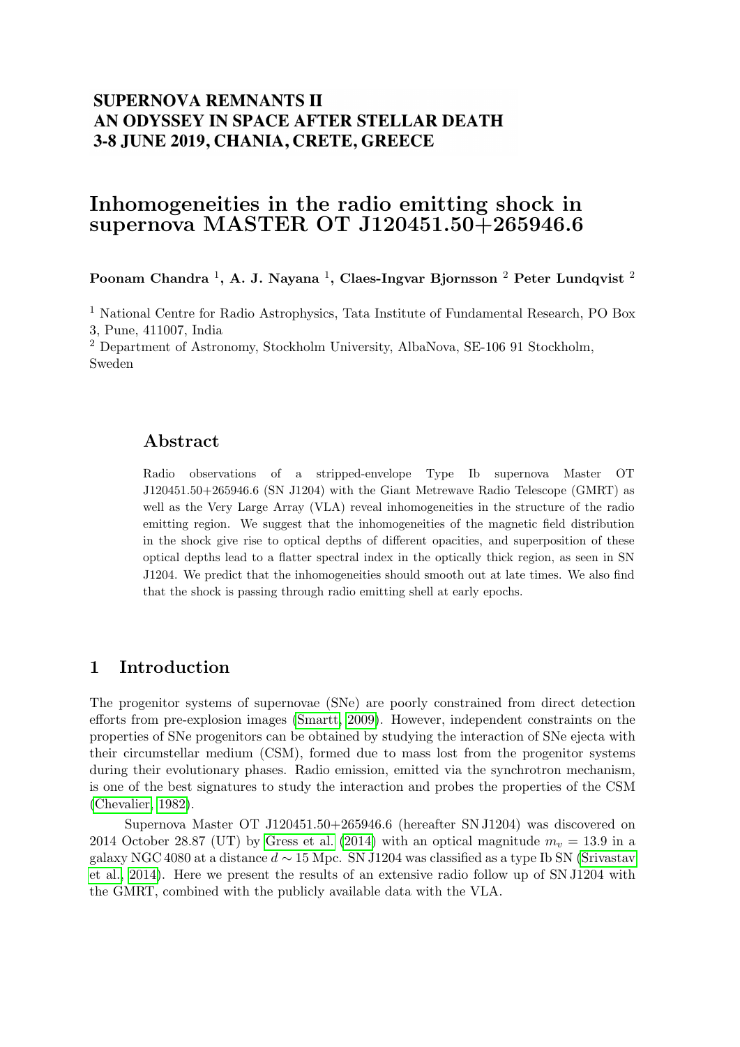**SUPERNOVA REMNANTS II**
**AN ODYSSEY IN SPACE AFTER STELLAR DEATH**
**3-8 JUNE 2019, CHANIA, CRETE, GREECE**

# Inhomogeneities in the radio emitting shock in supernova MASTER OT J120451.50+265946.6

**Poonam Chandra [1], A. J. Nayana [1], Claes-Ingvar Bjornsson [2] Peter Lundqvist [2]**

[1] National Centre for Radio Astrophysics, Tata Institute of Fundamental Research, PO Box 3, Pune, 411007, India

[2] Department of Astronomy, Stockholm University, AlbaNova, SE-106 91 Stockholm, Sweden

## Abstract

Radio observations of a stripped-envelope Type Ib supernova Master OT J120451.50+265946.6 (SN J1204) with the Giant Metrewave Radio Telescope (GMRT) as well as the Very Large Array (VLA) reveal inhomogeneities in the structure of the radio emitting region. We suggest that the inhomogeneities of the magnetic field distribution in the shock give rise to optical depths of different opacities, and superposition of these optical depths lead to a flatter spectral index in the optically thick region, as seen in SN J1204. We predict that the inhomogeneities should smooth out at late times. We also find that the shock is passing through radio emitting shell at early epochs.

## 1 Introduction

The progenitor systems of supernovae (SNe) are poorly constrained from direct detection efforts from pre-explosion images (Smartt, 2009). However, independent constraints on the properties of SNe progenitors can be obtained by studying the interaction of SNe ejecta with their circumstellar medium (CSM), formed due to mass lost from the progenitor systems during their evolutionary phases. Radio emission, emitted via the synchrotron mechanism, is one of the best signatures to study the interaction and probes the properties of the CSM (Chevalier, 1982).

Supernova Master OT J120451.50+265946.6 (hereafter SN J1204) was discovered on 2014 October 28.87 (UT) by Gress et al. (2014) with an optical magnitude $m_v = 13.9$ in a galaxy NGC 4080 at a distance $d \sim 15$ Mpc. SN J1204 was classified as a type Ib SN (Srivastav et al., 2014). Here we present the results of an extensive radio follow up of SN J1204 with the GMRT, combined with the publicly available data with the VLA.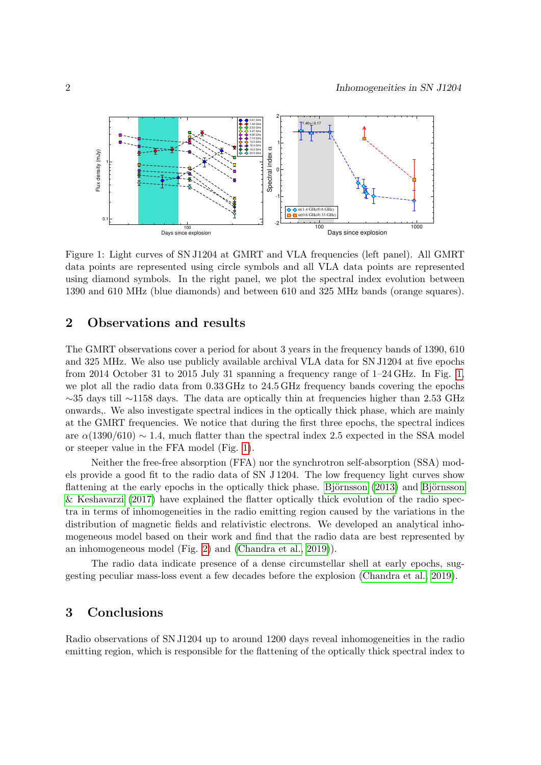Figure 1: Light curves of SN J1204 at GMRT and VLA frequencies (left panel). All GMRT data points are represented using circle symbols and all VLA data points are represented using diamond symbols. In the right panel, we plot the spectral index evolution between 1390 and 610 MHz (blue diamonds) and between 610 and 325 MHz bands (orange squares).

## 2 Observations and results

The GMRT observations cover a period for about 3 years in the frequency bands of 1390, 610 and 325 MHz. We also use publicly available archival VLA data for SN J1204 at five epochs from 2014 October 31 to 2015 July 31 spanning a frequency range of 1–24 GHz. In Fig. 1, we plot all the radio data from 0.33 GHz to 24.5 GHz frequency bands covering the epochs $\sim$35 days till $\sim$1158 days. The data are optically thin at frequencies higher than 2.53 GHz onwards,. We also investigate spectral indices in the optically thick phase, which are mainly at the GMRT frequencies. We notice that during the first three epochs, the spectral indices are $\alpha(1390/610) \sim 1.4$, much flatter than the spectral index 2.5 expected in the SSA model or steeper value in the FFA model (Fig. 1).

Neither the free-free absorption (FFA) nor the synchrotron self-absorption (SSA) models provide a good fit to the radio data of SN J 1204. The low frequency light curves show flattening at the early epochs in the optically thick phase. Björnsson (2013) and Björnsson & Keshavarzi (2017) have explained the flatter optically thick evolution of the radio spectra in terms of inhomogeneities in the radio emitting region caused by the variations in the distribution of magnetic fields and relativistic electrons. We developed an analytical inhomogeneous model based on their work and find that the radio data are best represented by an inhomogeneous model (Fig. 2) and (Chandra et al., 2019)).

The radio data indicate presence of a dense circumstellar shell at early epochs, suggesting peculiar mass-loss event a few decades before the explosion (Chandra et al., 2019).

## 3 Conclusions

Radio observations of SN J1204 up to around 1200 days reveal inhomogeneities in the radio emitting region, which is responsible for the flattening of the optically thick spectral index to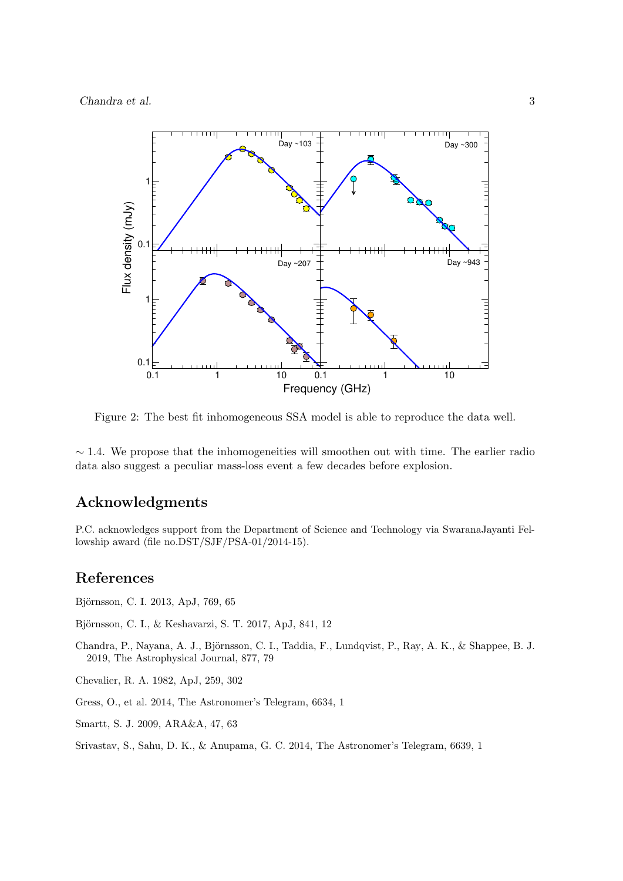Day ~103

Day ~300

Day ~207

Day ~943

Flux density (mJy)

Frequency (GHz)

0.1

1

10

0.1

1

10

Figure 2: The best fit inhomogeneous SSA model is able to reproduce the data well.

$\sim 1.4$. We propose that the inhomogeneities will smoothen out with time. The earlier radio data also suggest a peculiar mass-loss event a few decades before explosion.

## Acknowledgments

P.C. acknowledges support from the Department of Science and Technology via SwaranaJayanti Fellowship award (file no.DST/SJF/PSA-01/2014-15).

## References

Björnsson, C. I. 2013, ApJ, 769, 65

Björnsson, C. I., & Keshavarzi, S. T. 2017, ApJ, 841, 12

Chandra, P., Nayana, A. J., Björnsson, C. I., Taddia, F., Lundqvist, P., Ray, A. K., & Shappee, B. J. 2019, The Astrophysical Journal, 877, 79

Chevalier, R. A. 1982, ApJ, 259, 302

Gress, O., et al. 2014, The Astronomer's Telegram, 6634, 1

Smartt, S. J. 2009, ARA&A, 47, 63

Srivastav, S., Sahu, D. K., & Anupama, G. C. 2014, The Astronomer's Telegram, 6639, 1